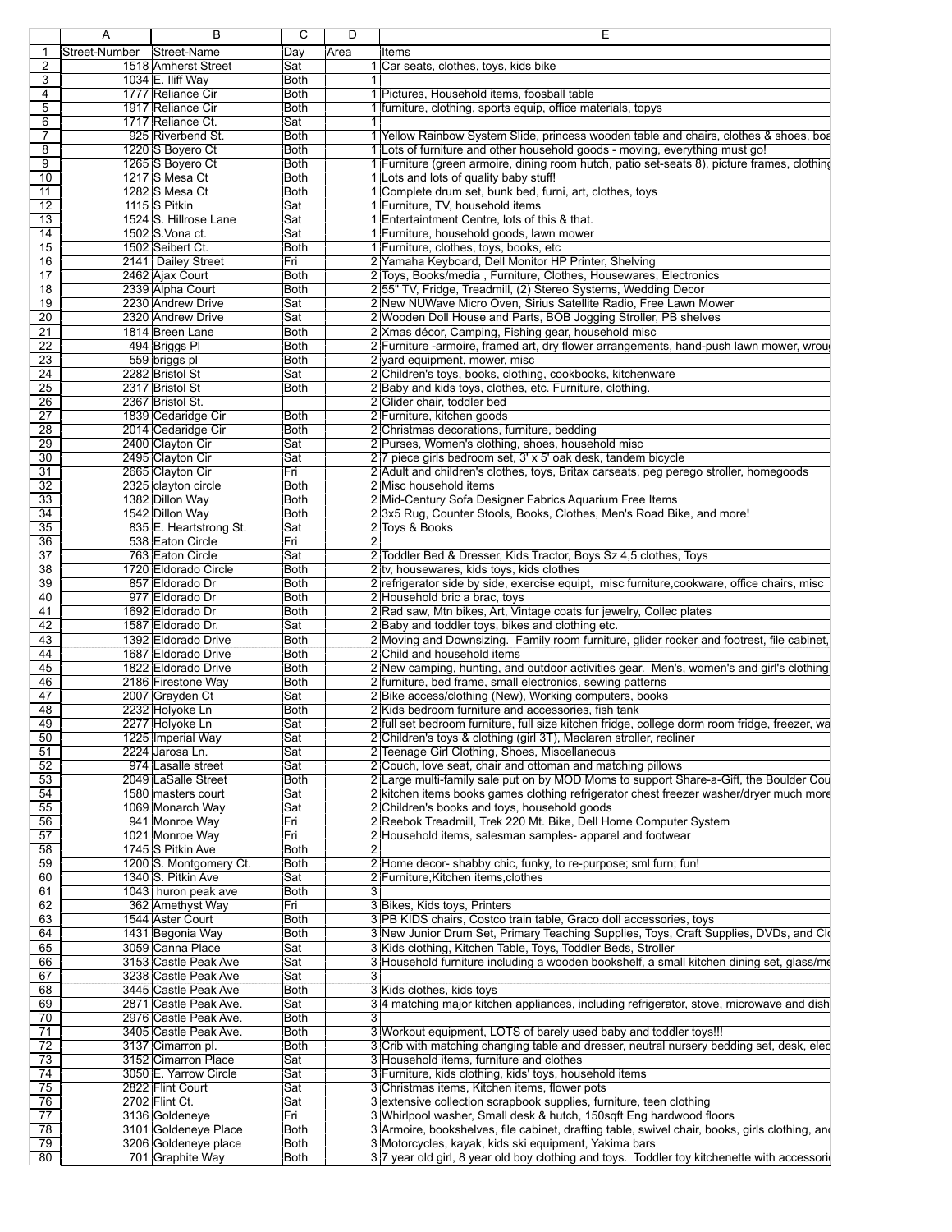| | A | B | C | D | E |
|---|---|---|---|---|---|
| 1 | Street-Number | Street-Name | Day | Area | Items |
| 2 | 1518 | Amherst Street | Sat | 1 | Car seats, clothes, toys, kids bike |
| 3 | 1034 | E. Iliff Way | Both | 1 | |
| 4 | 1777 | Reliance Cir | Both | 1 | Pictures, Household items, foosball table |
| 5 | 1917 | Reliance Cir | Both | 1 | furniture, clothing, sports equip, office materials, topys |
| 6 | 1717 | Reliance Ct. | Sat | 1 | |
| 7 | 925 | Riverbend St. | Both | 1 | Yellow Rainbow System Slide, princess wooden table and chairs, clothes & shoes, boa |
| 8 | 1220 | S Boyero Ct | Both | 1 | Lots of furniture and other household goods - moving, everything must go! |
| 9 | 1265 | S Boyero Ct | Both | 1 | Furniture (green armoire, dining room hutch, patio set-seats 8), picture frames, clothing |
| 10 | 1217 | S Mesa Ct | Both | 1 | Lots and lots of quality baby stuff! |
| 11 | 1282 | S Mesa Ct | Both | 1 | Complete drum set, bunk bed, furni, art, clothes, toys |
| 12 | 1115 | S Pitkin | Sat | 1 | Furniture, TV, household items |
| 13 | 1524 | S. Hillrose Lane | Sat | 1 | Entertainment Centre, lots of this & that. |
| 14 | 1502 | S.Vona ct. | Sat | 1 | Furniture, household goods, lawn mower |
| 15 | 1502 | Seibert Ct. | Both | 1 | Furniture, clothes, toys, books, etc |
| 16 | 2141 | Dailey Street | Fri | 2 | Yamaha Keyboard, Dell Monitor HP Printer, Shelving |
| 17 | 2462 | Ajax Court | Both | 2 | Toys, Books/media , Furniture, Clothes, Housewares, Electronics |
| 18 | 2339 | Alpha Court | Both | 2 | 55" TV, Fridge, Treadmill, (2) Stereo Systems, Wedding Decor |
| 19 | 2230 | Andrew Drive | Sat | 2 | New NUWave Micro Oven, Sirius Satellite Radio, Free Lawn Mower |
| 20 | 2320 | Andrew Drive | Sat | 2 | Wooden Doll House and Parts, BOB Jogging Stroller, PB shelves |
| 21 | 1814 | Breen Lane | Both | 2 | Xmas décor, Camping, Fishing gear, household misc |
| 22 | 494 | Briggs Pl | Both | 2 | Furniture -armoire, framed art, dry flower arrangements, hand-push lawn mower, wrou |
| 23 | 559 | briggs pl | Both | 2 | yard equipment, mower, misc |
| 24 | 2282 | Bristol St | Sat | 2 | Children's toys, books, clothing, cookbooks, kitchenware |
| 25 | 2317 | Bristol St | Both | 2 | Baby and kids toys, clothes, etc. Furniture, clothing. |
| 26 | 2367 | Bristol St. | | 2 | Glider chair, toddler bed |
| 27 | 1839 | Cedaridge Cir | Both | 2 | Furniture, kitchen goods |
| 28 | 2014 | Cedaridge Cir | Both | 2 | Christmas decorations, furniture, bedding |
| 29 | 2400 | Clayton Cir | Sat | 2 | Purses, Women's clothing, shoes, household misc |
| 30 | 2495 | Clayton Cir | Sat | 2 | 7 piece girls bedroom set, 3' x 5' oak desk, tandem bicycle |
| 31 | 2665 | Clayton Cir | Fri | 2 | Adult and children's clothes, toys, Britax carseats, peg perego stroller, homegoods |
| 32 | 2325 | clayton circle | Both | 2 | Misc household items |
| 33 | 1382 | Dillon Way | Both | 2 | Mid-Century Sofa Designer Fabrics Aquarium Free Items |
| 34 | 1542 | Dillon Way | Both | 2 | 3x5 Rug, Counter Stools, Books, Clothes, Men's Road Bike, and more! |
| 35 | 835 | E. Heartstrong St. | Sat | 2 | Toys & Books |
| 36 | 538 | Eaton Circle | Fri | 2 | |
| 37 | 763 | Eaton Circle | Sat | 2 | Toddler Bed & Dresser, Kids Tractor, Boys Sz 4,5 clothes, Toys |
| 38 | 1720 | Eldorado Circle | Both | 2 | tv, housewares, kids toys, kids clothes |
| 39 | 857 | Eldorado Dr | Both | 2 | refrigerator side by side, exercise equipt, misc furniture,cookware, office chairs, misc |
| 40 | 977 | Eldorado Dr | Both | 2 | Household bric a brac, toys |
| 41 | 1692 | Eldorado Dr | Both | 2 | Rad saw, Mtn bikes, Art, Vintage coats fur jewelry, Collec plates |
| 42 | 1587 | Eldorado Dr. | Sat | 2 | Baby and toddler toys, bikes and clothing etc. |
| 43 | 1392 | Eldorado Drive | Both | 2 | Moving and Downsizing. Family room furniture, glider rocker and footrest, file cabinet, |
| 44 | 1687 | Eldorado Drive | Both | 2 | Child and household items |
| 45 | 1822 | Eldorado Drive | Both | 2 | New camping, hunting, and outdoor activities gear. Men's, women's and girl's clothing |
| 46 | 2186 | Firestone Way | Both | 2 | furniture, bed frame, small electronics, sewing patterns |
| 47 | 2007 | Grayden Ct | Sat | 2 | Bike access/clothing (New), Working computers, books |
| 48 | 2232 | Holyoke Ln | Both | 2 | Kids bedroom furniture and accessories, fish tank |
| 49 | 2277 | Holyoke Ln | Sat | 2 | full set bedroom furniture, full size kitchen fridge, college dorm room fridge, freezer, wa |
| 50 | 1225 | Imperial Way | Sat | 2 | Children's toys & clothing (girl 3T), Maclaren stroller, recliner |
| 51 | 2224 | Jarosa Ln. | Sat | 2 | Teenage Girl Clothing, Shoes, Miscellaneous |
| 52 | 974 | Lasalle street | Sat | 2 | Couch, love seat, chair and ottoman and matching pillows |
| 53 | 2049 | LaSalle Street | Both | 2 | Large multi-family sale put on by MOD Moms to support Share-a-Gift, the Boulder Cou |
| 54 | 1580 | masters court | Sat | 2 | kitchen items books games clothing refrigerator chest freezer washer/dryer much more |
| 55 | 1069 | Monarch Way | Sat | 2 | Children's books and toys, household goods |
| 56 | 941 | Monroe Way | Fri | 2 | Reebok Treadmill, Trek 220 Mt. Bike, Dell Home Computer System |
| 57 | 1021 | Monroe Way | Fri | 2 | Household items, salesman samples- apparel and footwear |
| 58 | 1745 | S Pitkin Ave | Both | 2 | |
| 59 | 1200 | S. Montgomery Ct. | Both | 2 | Home decor- shabby chic, funky, to re-purpose; sml furn; fun! |
| 60 | 1340 | S. Pitkin Ave | Sat | 2 | Furniture,Kitchen items,clothes |
| 61 | 1043 | huron peak ave | Both | 3 | |
| 62 | 362 | Amethyst Way | Fri | 3 | Bikes, Kids toys, Printers |
| 63 | 1544 | Aster Court | Both | 3 | PB KIDS chairs, Costco train table, Graco doll accessories, toys |
| 64 | 1431 | Begonia Way | Both | 3 | New Junior Drum Set, Primary Teaching Supplies, Toys, Craft Supplies, DVDs, and Clo |
| 65 | 3059 | Canna Place | Sat | 3 | Kids clothing, Kitchen Table, Toys, Toddler Beds, Stroller |
| 66 | 3153 | Castle Peak Ave | Sat | 3 | Household furniture including a wooden bookshelf, a small kitchen dining set, glass/me |
| 67 | 3238 | Castle Peak Ave | Sat | 3 | |
| 68 | 3445 | Castle Peak Ave | Both | 3 | Kids clothes, kids toys |
| 69 | 2871 | Castle Peak Ave. | Sat | 3 | 4 matching major kitchen appliances, including refrigerator, stove, microwave and dish |
| 70 | 2976 | Castle Peak Ave. | Both | 3 | |
| 71 | 3405 | Castle Peak Ave. | Both | 3 | Workout equipment, LOTS of barely used baby and toddler toys!!! |
| 72 | 3137 | Cimarron pl. | Both | 3 | Crib with matching changing table and dresser, neutral nursery bedding set, desk, elec |
| 73 | 3152 | Cimarron Place | Sat | 3 | Household items, furniture and clothes |
| 74 | 3050 | E. Yarrow Circle | Sat | 3 | Furniture, kids clothing, kids' toys, household items |
| 75 | 2822 | Flint Court | Sat | 3 | Christmas items, Kitchen items, flower pots |
| 76 | 2702 | Flint Ct. | Sat | 3 | extensive collection scrapbook supplies, furniture, teen clothing |
| 77 | 3136 | Goldeneye | Fri | 3 | Whirlpool washer, Small desk & hutch, 150sqft Eng hardwood floors |
| 78 | 3101 | Goldeneye Place | Both | 3 | Armoire, bookshelves, file cabinet, drafting table, swivel chair, books, girls clothing, and |
| 79 | 3206 | Goldeneye place | Both | 3 | Motorcycles, kayak, kids ski equipment, Yakima bars |
| 80 | 701 | Graphite Way | Both | 3 | 7 year old girl, 8 year old boy clothing and toys. Toddler toy kitchenette with accessori |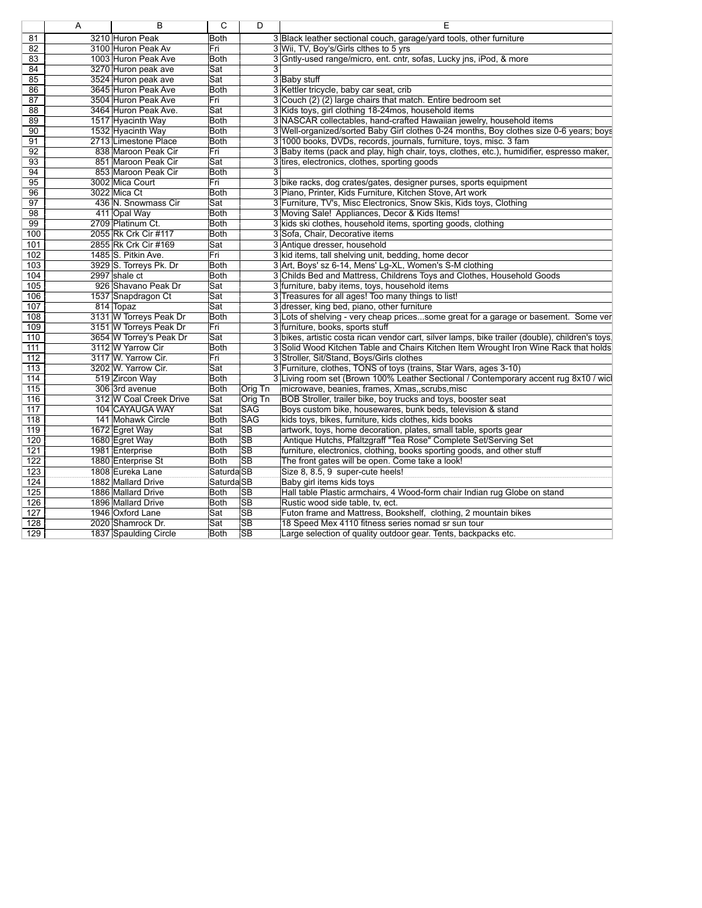| | A | B | C | D | E |
|---|---|---|---|---|---|
| 81 | 3210 | Huron Peak | Both | 3 | Black leather sectional couch, garage/yard tools, other furniture |
| 82 | 3100 | Huron Peak Av | Fri | 3 | Wii, TV, Boy's/Girls clthes to 5 yrs |
| 83 | 1003 | Huron Peak Ave | Both | 3 | Gntly-used range/micro, ent. cntr, sofas, Lucky jns, iPod, & more |
| 84 | 3270 | Huron peak ave | Sat | 3 | |
| 85 | 3524 | Huron peak ave | Sat | 3 | Baby stuff |
| 86 | 3645 | Huron Peak Ave | Both | 3 | Kettler tricycle, baby car seat, crib |
| 87 | 3504 | Huron Peak Ave | Fri | 3 | Couch (2) (2) large chairs that match. Entire bedroom set |
| 88 | 3464 | Huron Peak Ave. | Sat | 3 | Kids toys, girl clothing 18-24mos, household items |
| 89 | 1517 | Hyacinth Way | Both | 3 | NASCAR collectables, hand-crafted Hawaiian jewelry, household items |
| 90 | 1532 | Hyacinth Way | Both | 3 | Well-organized/sorted Baby Girl clothes 0-24 months, Boy clothes size 0-6 years; boys |
| 91 | 2713 | Limestone Place | Both | 3 | 1000 books, DVDs, records, journals, furniture, toys, misc. 3 fam |
| 92 | 838 | Maroon Peak Cir | Fri | 3 | Baby items (pack and play, high chair, toys, clothes, etc.), humidifier, espresso maker, |
| 93 | 851 | Maroon Peak Cir | Sat | 3 | tires, electronics, clothes, sporting goods |
| 94 | 853 | Maroon Peak Cir | Both | 3 | |
| 95 | 3002 | Mica Court | Fri | 3 | bike racks, dog crates/gates, designer purses, sports equipment |
| 96 | 3022 | Mica Ct | Both | 3 | Piano, Printer, Kids Furniture, Kitchen Stove, Art work |
| 97 | 436 | N. Snowmass Cir | Sat | 3 | Furniture, TV's, Misc Electronics, Snow Skis, Kids toys, Clothing |
| 98 | 411 | Opal Way | Both | 3 | Moving Sale! Appliances, Decor & Kids Items! |
| 99 | 2709 | Platinum Ct. | Both | 3 | kids ski clothes, household items, sporting goods, clothing |
| 100 | 2055 | Rk Crk Cir #117 | Both | 3 | Sofa, Chair, Decorative items |
| 101 | 2855 | Rk Crk Cir #169 | Sat | 3 | Antique dresser, household |
| 102 | 1485 | S. Pitkin Ave. | Fri | 3 | kid items, tall shelving unit, bedding, home decor |
| 103 | 3929 | S. Torreys Pk. Dr | Both | 3 | Art, Boys' sz 6-14, Mens' Lg-XL, Women's S-M clothing |
| 104 | 2997 | shale ct | Both | 3 | Childs Bed and Mattress, Childrens Toys and Clothes, Household Goods |
| 105 | 926 | Shavano Peak Dr | Sat | 3 | furniture, baby items, toys, household items |
| 106 | 1537 | Snapdragon Ct | Sat | 3 | Treasures for all ages! Too many things to list! |
| 107 | 814 | Topaz | Sat | 3 | dresser, king bed, piano, other furniture |
| 108 | 3131 | W Torreys Peak Dr | Both | 3 | Lots of shelving - very cheap prices...some great for a garage or basement. Some ver |
| 109 | 3151 | W Torreys Peak Dr | Fri | 3 | furniture, books, sports stuff |
| 110 | 3654 | W Torrey's Peak Dr | Sat | 3 | bikes, artistic costa rican vendor cart, silver lamps, bike trailer (double), children's toys, |
| 111 | 3112 | W Yarrow Cir | Both | 3 | Solid Wood Kitchen Table and Chairs Kitchen Item Wrought Iron Wine Rack that holds |
| 112 | 3117 | W. Yarrow Cir. | Fri | 3 | Stroller, Sit/Stand, Boys/Girls clothes |
| 113 | 3202 | W. Yarrow Cir. | Sat | 3 | Furniture, clothes, TONS of toys (trains, Star Wars, ages 3-10) |
| 114 | 519 | Zircon Way | Both | 3 | Living room set (Brown 100% Leather Sectional / Contemporary accent rug 8x10 / wicl |
| 115 | 306 | 3rd avenue | Both | Orig Tn | microwave, beanies, frames, Xmas,,scrubs,misc |
| 116 | 312 | W Coal Creek Drive | Sat | Orig Tn | BOB Stroller, trailer bike, boy trucks and toys, booster seat |
| 117 | 104 | CAYAUGA WAY | Sat | SAG | Boys custom bike, housewares, bunk beds, television & stand |
| 118 | 141 | Mohawk Circle | Both | SAG | kids toys, bikes, furniture, kids clothes, kids books |
| 119 | 1672 | Egret Way | Sat | SB | artwork, toys, home decoration, plates, small table, sports gear |
| 120 | 1680 | Egret Way | Both | SB | Antique Hutchs, Pfaltzgraff "Tea Rose" Complete Set/Serving Set |
| 121 | 1981 | Enterprise | Both | SB | furniture, electronics, clothing, books sporting goods, and other stuff |
| 122 | 1880 | Enterprise St | Both | SB | The front gates will be open. Come take a look! |
| 123 | 1808 | Eureka Lane | Saturda | SB | Size 8, 8.5, 9 super-cute heels! |
| 124 | 1882 | Mallard Drive | Saturda | SB | Baby girl items kids toys |
| 125 | 1886 | Mallard Drive | Both | SB | Hall table Plastic armchairs, 4 Wood-form chair Indian rug Globe on stand |
| 126 | 1896 | Mallard Drive | Both | SB | Rustic wood side table, tv, ect. |
| 127 | 1946 | Oxford Lane | Sat | SB | Futon frame and Mattress, Bookshelf, clothing, 2 mountain bikes |
| 128 | 2020 | Shamrock Dr. | Sat | SB | 18 Speed Mex 4110 fitness series nomad sr sun tour |
| 129 | 1837 | Spaulding Circle | Both | SB | Large selection of quality outdoor gear. Tents, backpacks etc. |